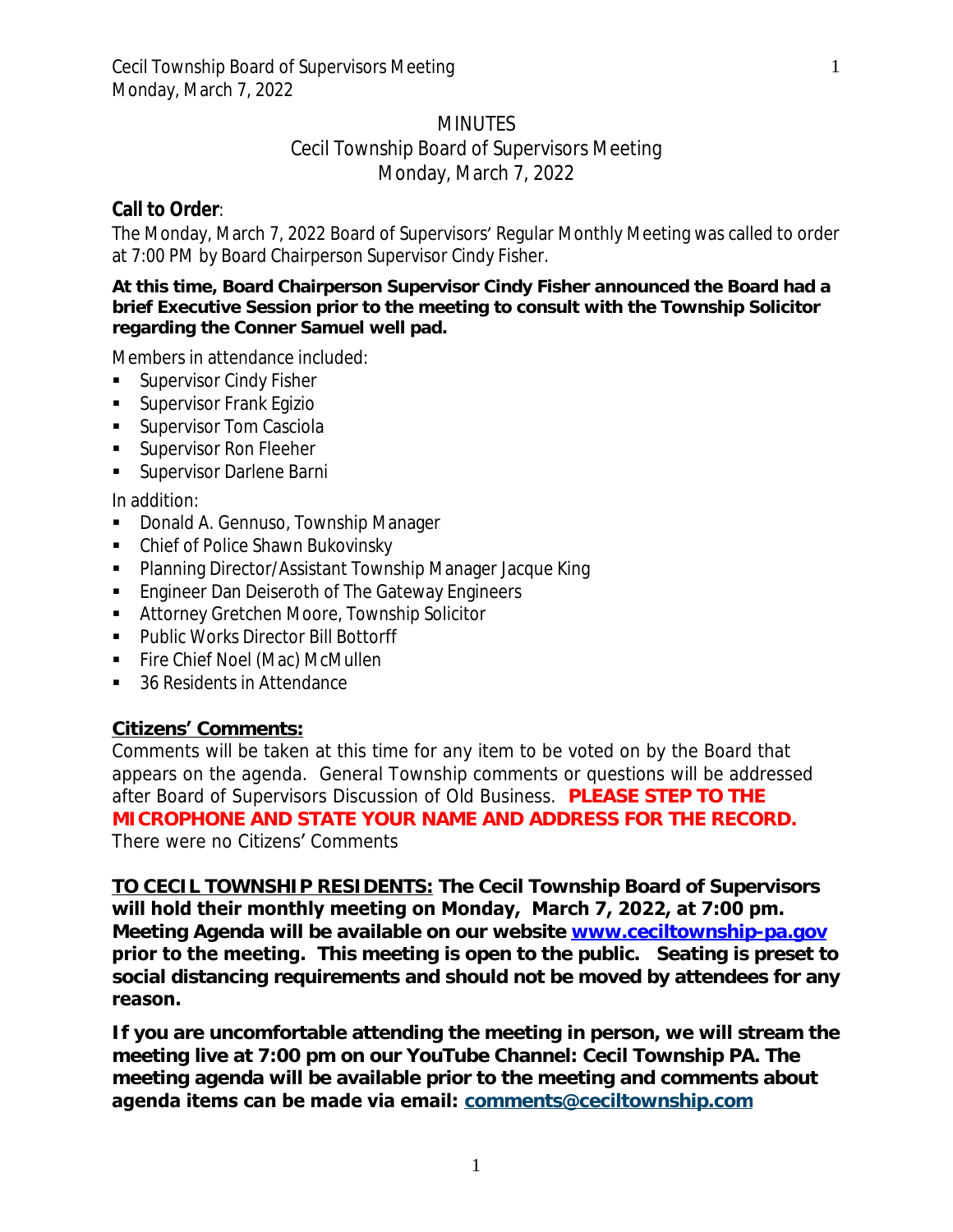# MINUTES

## Cecil Township Board of Supervisors Meeting
## Monday, March 7, 2022

**Call to Order**:

The Monday, March 7, 2022 Board of Supervisors' Regular Monthly Meeting was called to order at 7:00 PM by Board Chairperson Supervisor Cindy Fisher.

**At this time, Board Chairperson Supervisor Cindy Fisher announced the Board had a brief Executive Session prior to the meeting to consult with the Township Solicitor regarding the Conner Samuel well pad.**

Members in attendance included:

- Supervisor Cindy Fisher
- Supervisor Frank Egizio
- Supervisor Tom Casciola
- Supervisor Ron Fleeher
- Supervisor Darlene Barni

In addition:

- Donald A. Gennuso, Township Manager
- Chief of Police Shawn Bukovinsky
- Planning Director/Assistant Township Manager Jacque King
- Engineer Dan Deiseroth of The Gateway Engineers
- Attorney Gretchen Moore, Township Solicitor
- Public Works Director Bill Bottorff
- Fire Chief Noel (Mac) McMullen
- 36 Residents in Attendance

**Citizens' Comments:**

Comments will be taken at this time for any item to be voted on by the Board that appears on the agenda. General Township comments or questions will be addressed after Board of Supervisors Discussion of Old Business. **PLEASE STEP TO THE MICROPHONE AND STATE YOUR NAME AND ADDRESS FOR THE RECORD.**

There were no Citizens' Comments

**TO CECIL TOWNSHIP RESIDENTS: The Cecil Township Board of Supervisors will hold their monthly meeting on Monday, March 7, 2022, at 7:00 pm. Meeting Agenda will be available on our website [www.ceciltownship-pa.gov](http://www.ceciltownship-pa.gov) prior to the meeting. This meeting is open to the public. Seating is preset to social distancing requirements and should not be moved by attendees for any reason.**

**If you are uncomfortable attending the meeting in person, we will stream the meeting live at 7:00 pm on our YouTube Channel: Cecil Township PA. The meeting agenda will be available prior to the meeting and comments about agenda items can be made via email: [comments@ceciltownship.com](mailto:comments@ceciltownship.com)**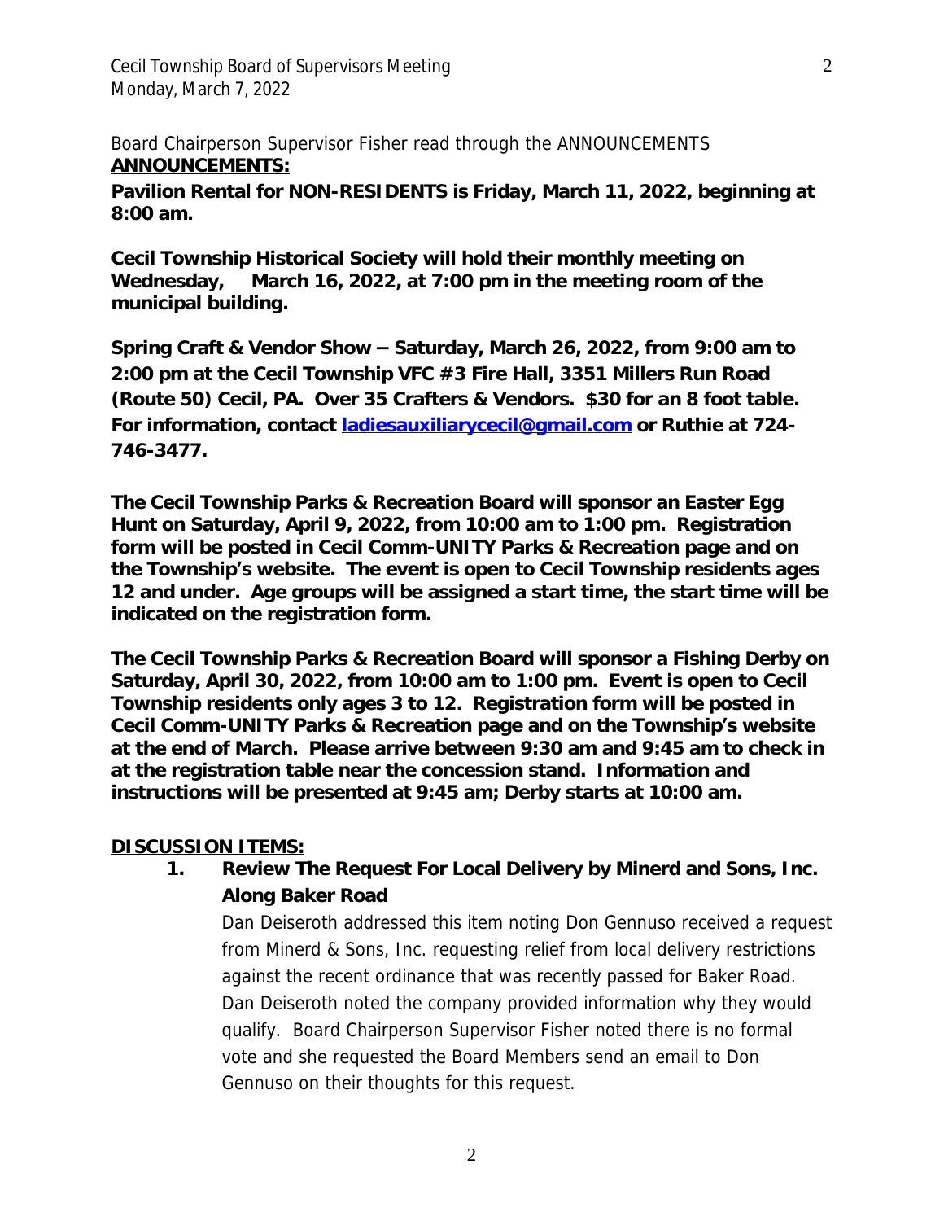Board Chairperson Supervisor Fisher read through the ANNOUNCEMENTS

**ANNOUNCEMENTS:**

**Pavilion Rental for NON-RESIDENTS is Friday, March 11, 2022, beginning at 8:00 am.**

**Cecil Township Historical Society will hold their monthly meeting on Wednesday, March 16, 2022, at 7:00 pm in the meeting room of the municipal building.**

**Spring Craft & Vendor Show – Saturday, March 26, 2022, from 9:00 am to 2:00 pm at the Cecil Township VFC #3 Fire Hall, 3351 Millers Run Road (Route 50) Cecil, PA. Over 35 Crafters & Vendors. $30 for an 8 foot table. For information, contact ladiesauxiliarycecil@gmail.com or Ruthie at 724-746-3477.**

**The Cecil Township Parks & Recreation Board will sponsor an Easter Egg Hunt on Saturday, April 9, 2022, from 10:00 am to 1:00 pm. Registration form will be posted in Cecil Comm-UNITY Parks & Recreation page and on the Township's website. The event is open to Cecil Township residents ages 12 and under. Age groups will be assigned a start time, the start time will be indicated on the registration form.**

**The Cecil Township Parks & Recreation Board will sponsor a Fishing Derby on Saturday, April 30, 2022, from 10:00 am to 1:00 pm. Event is open to Cecil Township residents only ages 3 to 12. Registration form will be posted in Cecil Comm-UNITY Parks & Recreation page and on the Township's website at the end of March. Please arrive between 9:30 am and 9:45 am to check in at the registration table near the concession stand. Information and instructions will be presented at 9:45 am; Derby starts at 10:00 am.**

**DISCUSSION ITEMS:**

1. **Review The Request For Local Delivery by Minerd and Sons, Inc. Along Baker Road**

   Dan Deiseroth addressed this item noting Don Gennuso received a request from Minerd & Sons, Inc. requesting relief from local delivery restrictions against the recent ordinance that was recently passed for Baker Road. Dan Deiseroth noted the company provided information why they would qualify. Board Chairperson Supervisor Fisher noted there is no formal vote and she requested the Board Members send an email to Don Gennuso on their thoughts for this request.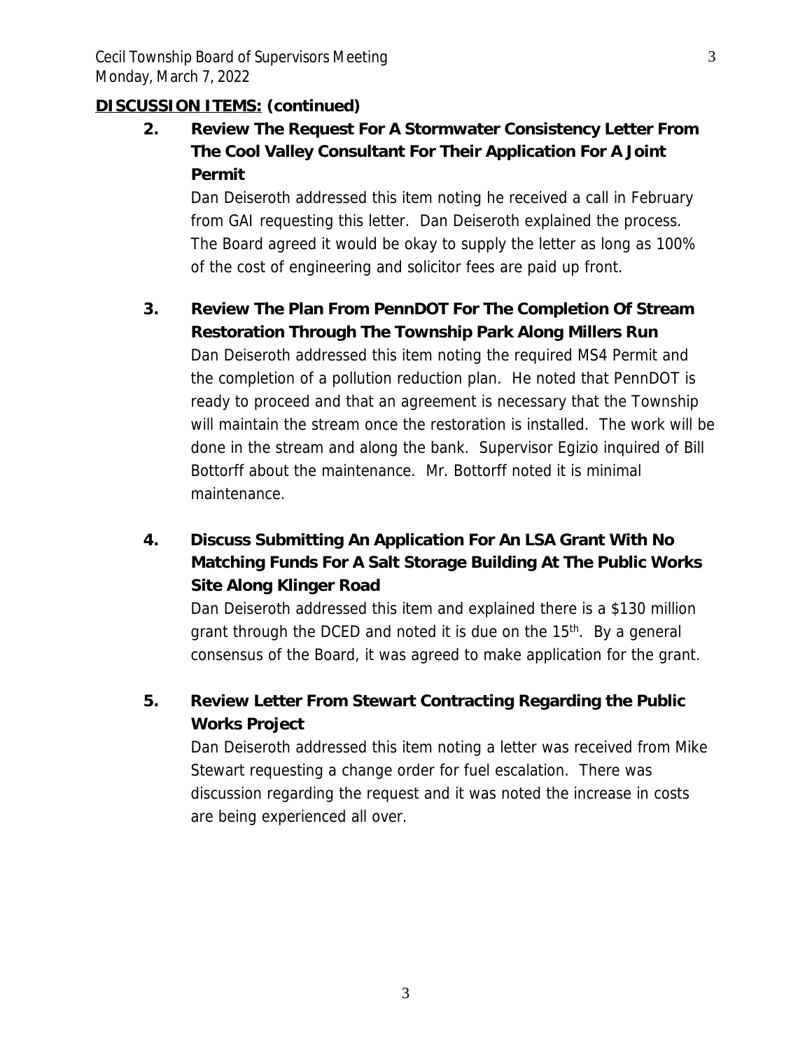**DISCUSSION ITEMS: (continued)**

2. **Review The Request For A Stormwater Consistency Letter From The Cool Valley Consultant For Their Application For A Joint Permit**

   Dan Deiseroth addressed this item noting he received a call in February from GAI requesting this letter. Dan Deiseroth explained the process. The Board agreed it would be okay to supply the letter as long as 100% of the cost of engineering and solicitor fees are paid up front.

3. **Review The Plan From PennDOT For The Completion Of Stream Restoration Through The Township Park Along Millers Run**

   Dan Deiseroth addressed this item noting the required MS4 Permit and the completion of a pollution reduction plan. He noted that PennDOT is ready to proceed and that an agreement is necessary that the Township will maintain the stream once the restoration is installed. The work will be done in the stream and along the bank. Supervisor Egizio inquired of Bill Bottorff about the maintenance. Mr. Bottorff noted it is minimal maintenance.

4. **Discuss Submitting An Application For An LSA Grant With No Matching Funds For A Salt Storage Building At The Public Works Site Along Klinger Road**

   Dan Deiseroth addressed this item and explained there is a $130 million grant through the DCED and noted it is due on the 15th. By a general consensus of the Board, it was agreed to make application for the grant.

5. **Review Letter From Stewart Contracting Regarding the Public Works Project**

   Dan Deiseroth addressed this item noting a letter was received from Mike Stewart requesting a change order for fuel escalation. There was discussion regarding the request and it was noted the increase in costs are being experienced all over.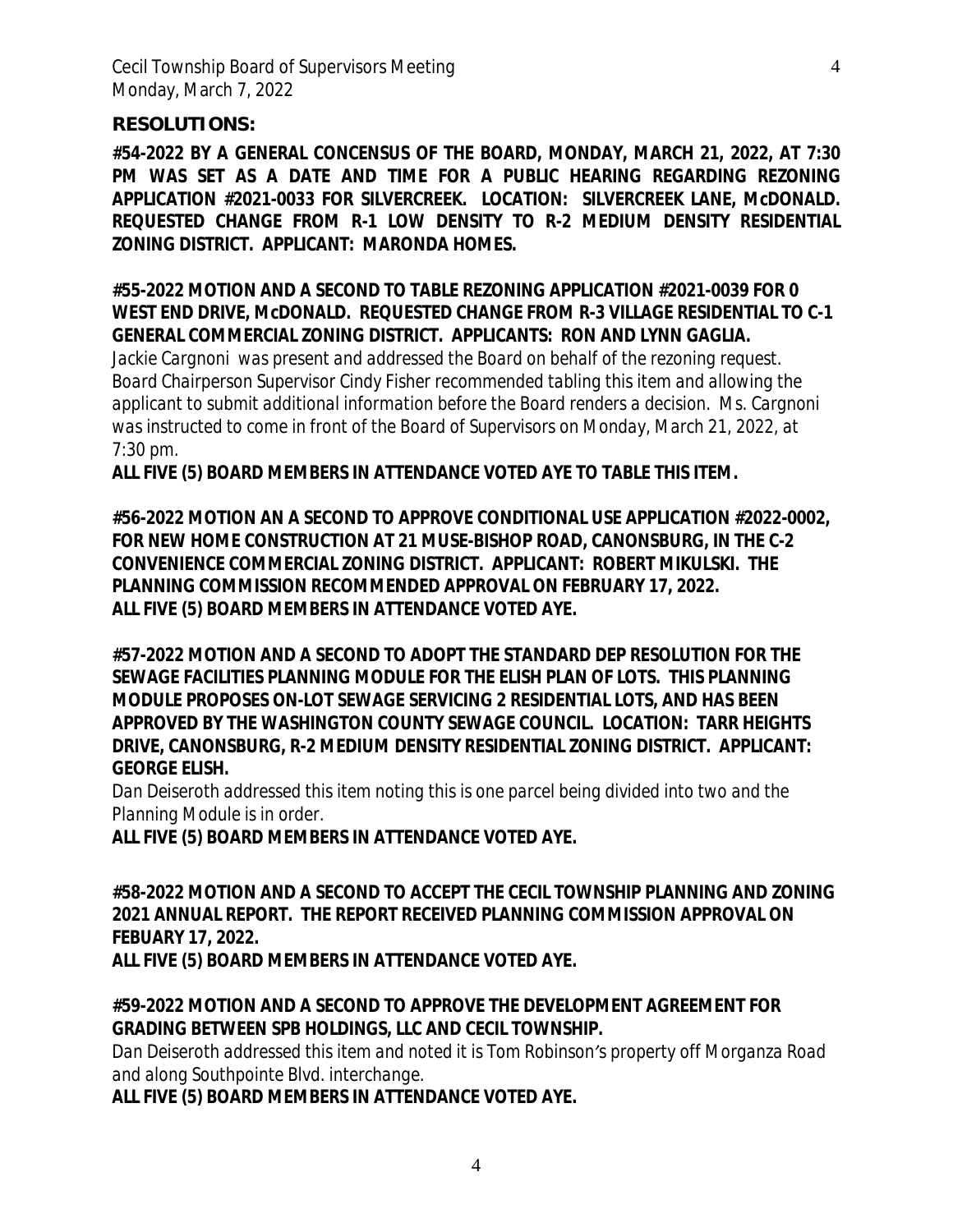**RESOLUTIONS:**

**#54-2022 BY A GENERAL CONCENSUS OF THE BOARD, MONDAY, MARCH 21, 2022, AT 7:30 PM WAS SET AS A DATE AND TIME FOR A PUBLIC HEARING REGARDING REZONING APPLICATION #2021-0033 FOR SILVERCREEK. LOCATION: SILVERCREEK LANE, McDONALD. REQUESTED CHANGE FROM R-1 LOW DENSITY TO R-2 MEDIUM DENSITY RESIDENTIAL ZONING DISTRICT. APPLICANT: MARONDA HOMES.**

**#55-2022 MOTION AND A SECOND TO TABLE REZONING APPLICATION #2021-0039 FOR 0 WEST END DRIVE, McDONALD. REQUESTED CHANGE FROM R-3 VILLAGE RESIDENTIAL TO C-1 GENERAL COMMERCIAL ZONING DISTRICT. APPLICANTS: RON AND LYNN GAGLIA.**

*Jackie Cargnoni was present and addressed the Board on behalf of the rezoning request. Board Chairperson Supervisor Cindy Fisher recommended tabling this item and allowing the applicant to submit additional information before the Board renders a decision. Ms. Cargnoni was instructed to come in front of the Board of Supervisors on Monday, March 21, 2022, at 7:30 pm.*

**ALL FIVE (5) BOARD MEMBERS IN ATTENDANCE VOTED AYE TO TABLE THIS ITEM.**

**#56-2022 MOTION AN A SECOND TO APPROVE CONDITIONAL USE APPLICATION #2022-0002, FOR NEW HOME CONSTRUCTION AT 21 MUSE-BISHOP ROAD, CANONSBURG, IN THE C-2 CONVENIENCE COMMERCIAL ZONING DISTRICT. APPLICANT: ROBERT MIKULSKI. THE PLANNING COMMISSION RECOMMENDED APPROVAL ON FEBRUARY 17, 2022.**

**ALL FIVE (5) BOARD MEMBERS IN ATTENDANCE VOTED AYE.**

**#57-2022 MOTION AND A SECOND TO ADOPT THE STANDARD DEP RESOLUTION FOR THE SEWAGE FACILITIES PLANNING MODULE FOR THE ELISH PLAN OF LOTS. THIS PLANNING MODULE PROPOSES ON-LOT SEWAGE SERVICING 2 RESIDENTIAL LOTS, AND HAS BEEN APPROVED BY THE WASHINGTON COUNTY SEWAGE COUNCIL. LOCATION: TARR HEIGHTS DRIVE, CANONSBURG, R-2 MEDIUM DENSITY RESIDENTIAL ZONING DISTRICT. APPLICANT: GEORGE ELISH.**

*Dan Deiseroth addressed this item noting this is one parcel being divided into two and the Planning Module is in order.*

**ALL FIVE (5) BOARD MEMBERS IN ATTENDANCE VOTED AYE.**

**#58-2022 MOTION AND A SECOND TO ACCEPT THE CECIL TOWNSHIP PLANNING AND ZONING 2021 ANNUAL REPORT. THE REPORT RECEIVED PLANNING COMMISSION APPROVAL ON FEBUARY 17, 2022.**

**ALL FIVE (5) BOARD MEMBERS IN ATTENDANCE VOTED AYE.**

**#59-2022 MOTION AND A SECOND TO APPROVE THE DEVELOPMENT AGREEMENT FOR GRADING BETWEEN SPB HOLDINGS, LLC AND CECIL TOWNSHIP.**

*Dan Deiseroth addressed this item and noted it is Tom Robinson's property off Morganza Road and along Southpointe Blvd. interchange.*

**ALL FIVE (5) BOARD MEMBERS IN ATTENDANCE VOTED AYE.**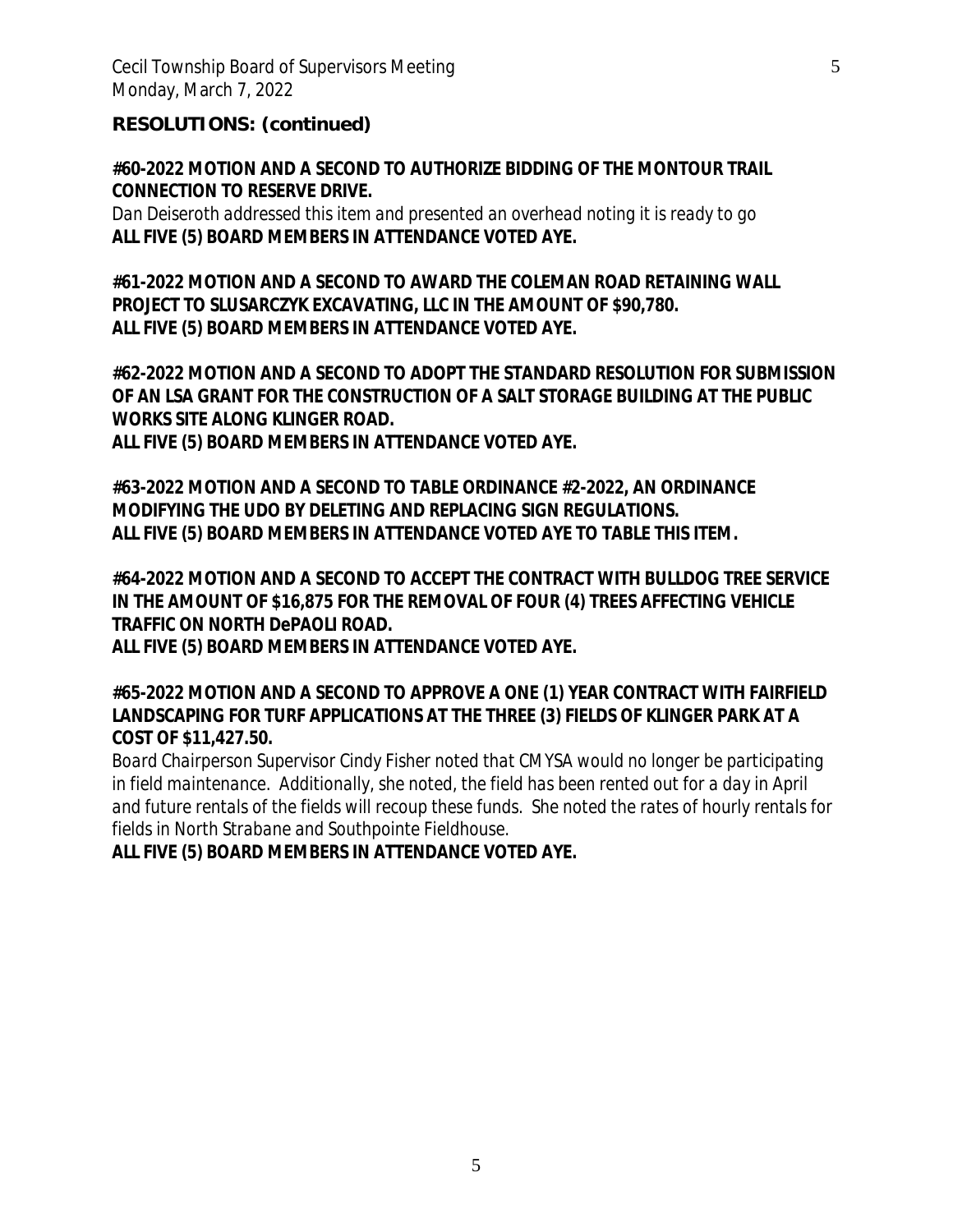**RESOLUTIONS: (continued)**

**#60-2022 MOTION AND A SECOND TO AUTHORIZE BIDDING OF THE MONTOUR TRAIL CONNECTION TO RESERVE DRIVE.**

*Dan Deiseroth addressed this item and presented an overhead noting it is ready to go*

**ALL FIVE (5) BOARD MEMBERS IN ATTENDANCE VOTED AYE.**

**#61-2022 MOTION AND A SECOND TO AWARD THE COLEMAN ROAD RETAINING WALL PROJECT TO SLUSARCZYK EXCAVATING, LLC IN THE AMOUNT OF $90,780.**

**ALL FIVE (5) BOARD MEMBERS IN ATTENDANCE VOTED AYE.**

**#62-2022 MOTION AND A SECOND TO ADOPT THE STANDARD RESOLUTION FOR SUBMISSION OF AN LSA GRANT FOR THE CONSTRUCTION OF A SALT STORAGE BUILDING AT THE PUBLIC WORKS SITE ALONG KLINGER ROAD.**

**ALL FIVE (5) BOARD MEMBERS IN ATTENDANCE VOTED AYE.**

**#63-2022 MOTION AND A SECOND TO TABLE ORDINANCE #2-2022, AN ORDINANCE MODIFYING THE UDO BY DELETING AND REPLACING SIGN REGULATIONS.**

**ALL FIVE (5) BOARD MEMBERS IN ATTENDANCE VOTED AYE TO TABLE THIS ITEM.**

**#64-2022 MOTION AND A SECOND TO ACCEPT THE CONTRACT WITH BULLDOG TREE SERVICE IN THE AMOUNT OF $16,875 FOR THE REMOVAL OF FOUR (4) TREES AFFECTING VEHICLE TRAFFIC ON NORTH DePAOLI ROAD.**

**ALL FIVE (5) BOARD MEMBERS IN ATTENDANCE VOTED AYE.**

**#65-2022 MOTION AND A SECOND TO APPROVE A ONE (1) YEAR CONTRACT WITH FAIRFIELD LANDSCAPING FOR TURF APPLICATIONS AT THE THREE (3) FIELDS OF KLINGER PARK AT A COST OF $11,427.50.**

*Board Chairperson Supervisor Cindy Fisher noted that CMYSA would no longer be participating in field maintenance. Additionally, she noted, the field has been rented out for a day in April and future rentals of the fields will recoup these funds. She noted the rates of hourly rentals for fields in North Strabane and Southpointe Fieldhouse.*

**ALL FIVE (5) BOARD MEMBERS IN ATTENDANCE VOTED AYE.**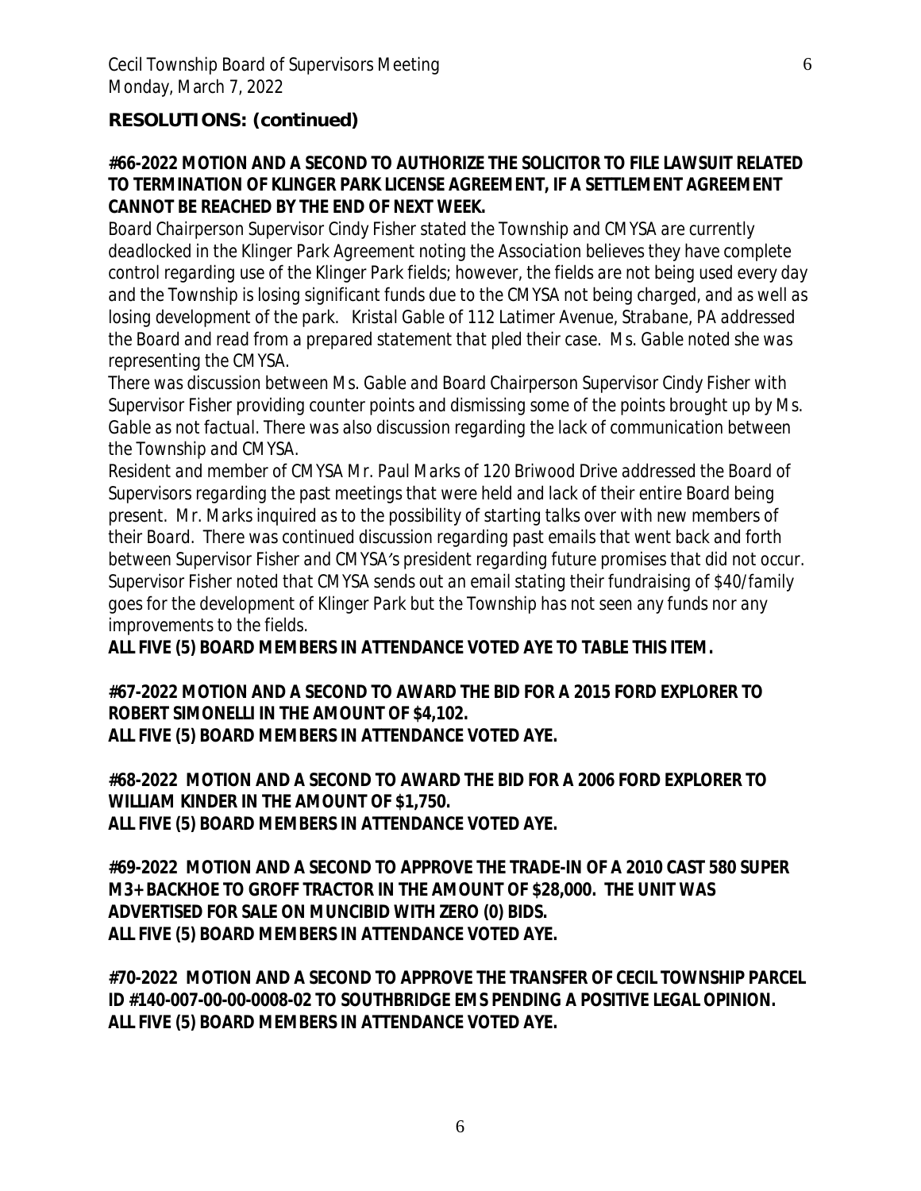**RESOLUTIONS: (continued)**

**#66-2022 MOTION AND A SECOND TO AUTHORIZE THE SOLICITOR TO FILE LAWSUIT RELATED TO TERMINATION OF KLINGER PARK LICENSE AGREEMENT, IF A SETTLEMENT AGREEMENT CANNOT BE REACHED BY THE END OF NEXT WEEK.**

Board Chairperson Supervisor Cindy Fisher stated the Township and CMYSA are currently deadlocked in the Klinger Park Agreement noting the Association believes they have complete control regarding use of the Klinger Park fields; however, the fields are not being used every day and the Township is losing significant funds due to the CMYSA not being charged, and as well as losing development of the park. Kristal Gable of 112 Latimer Avenue, Strabane, PA addressed the Board and read from a prepared statement that pled their case. Ms. Gable noted she was representing the CMYSA.

There was discussion between Ms. Gable and Board Chairperson Supervisor Cindy Fisher with Supervisor Fisher providing counter points and dismissing some of the points brought up by Ms. Gable as not factual. There was also discussion regarding the lack of communication between the Township and CMYSA.

Resident and member of CMYSA Mr. Paul Marks of 120 Briwood Drive addressed the Board of Supervisors regarding the past meetings that were held and lack of their entire Board being present. Mr. Marks inquired as to the possibility of starting talks over with new members of their Board. There was continued discussion regarding past emails that went back and forth between Supervisor Fisher and CMYSA's president regarding future promises that did not occur. Supervisor Fisher noted that CMYSA sends out an email stating their fundraising of $40/family goes for the development of Klinger Park but the Township has not seen any funds nor any improvements to the fields.

**ALL FIVE (5) BOARD MEMBERS IN ATTENDANCE VOTED AYE TO TABLE THIS ITEM.**

**#67-2022 MOTION AND A SECOND TO AWARD THE BID FOR A 2015 FORD EXPLORER TO ROBERT SIMONELLI IN THE AMOUNT OF $4,102.**
**ALL FIVE (5) BOARD MEMBERS IN ATTENDANCE VOTED AYE.**

**#68-2022 MOTION AND A SECOND TO AWARD THE BID FOR A 2006 FORD EXPLORER TO WILLIAM KINDER IN THE AMOUNT OF $1,750.**
**ALL FIVE (5) BOARD MEMBERS IN ATTENDANCE VOTED AYE.**

**#69-2022 MOTION AND A SECOND TO APPROVE THE TRADE-IN OF A 2010 CAST 580 SUPER M3+ BACKHOE TO GROFF TRACTOR IN THE AMOUNT OF $28,000. THE UNIT WAS ADVERTISED FOR SALE ON MUNCIBID WITH ZERO (0) BIDS.**
**ALL FIVE (5) BOARD MEMBERS IN ATTENDANCE VOTED AYE.**

**#70-2022 MOTION AND A SECOND TO APPROVE THE TRANSFER OF CECIL TOWNSHIP PARCEL ID #140-007-00-00-0008-02 TO SOUTHBRIDGE EMS PENDING A POSITIVE LEGAL OPINION.**
**ALL FIVE (5) BOARD MEMBERS IN ATTENDANCE VOTED AYE.**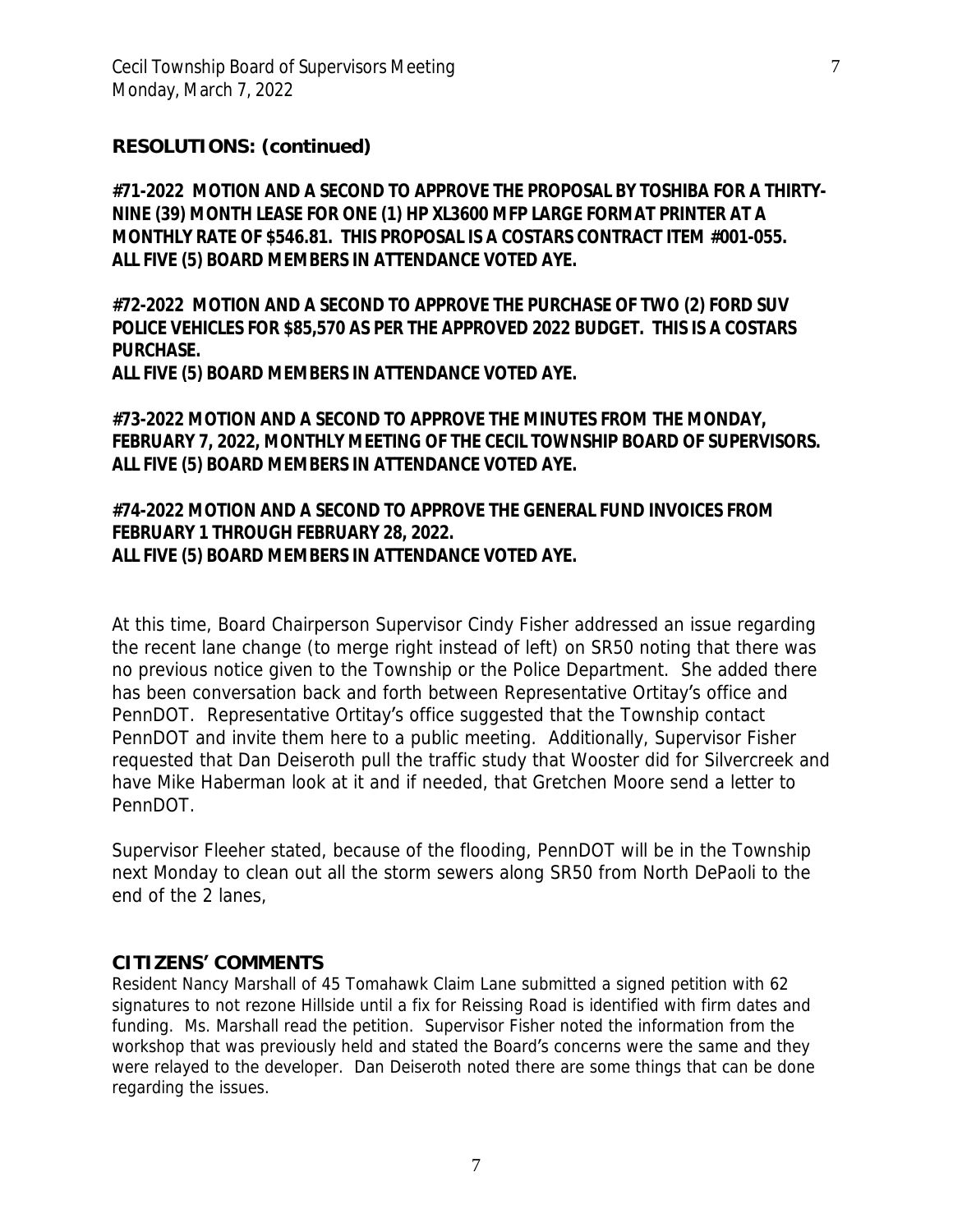**RESOLUTIONS: (continued)**

**#71-2022 MOTION AND A SECOND TO APPROVE THE PROPOSAL BY TOSHIBA FOR A THIRTY-NINE (39) MONTH LEASE FOR ONE (1) HP XL3600 MFP LARGE FORMAT PRINTER AT A MONTHLY RATE OF $546.81. THIS PROPOSAL IS A COSTARS CONTRACT ITEM #001-055. ALL FIVE (5) BOARD MEMBERS IN ATTENDANCE VOTED AYE.**

**#72-2022 MOTION AND A SECOND TO APPROVE THE PURCHASE OF TWO (2) FORD SUV POLICE VEHICLES FOR $85,570 AS PER THE APPROVED 2022 BUDGET. THIS IS A COSTARS PURCHASE.**
**ALL FIVE (5) BOARD MEMBERS IN ATTENDANCE VOTED AYE.**

**#73-2022 MOTION AND A SECOND TO APPROVE THE MINUTES FROM THE MONDAY, FEBRUARY 7, 2022, MONTHLY MEETING OF THE CECIL TOWNSHIP BOARD OF SUPERVISORS. ALL FIVE (5) BOARD MEMBERS IN ATTENDANCE VOTED AYE.**

**#74-2022 MOTION AND A SECOND TO APPROVE THE GENERAL FUND INVOICES FROM FEBRUARY 1 THROUGH FEBRUARY 28, 2022.**
**ALL FIVE (5) BOARD MEMBERS IN ATTENDANCE VOTED AYE.**

At this time, Board Chairperson Supervisor Cindy Fisher addressed an issue regarding the recent lane change (to merge right instead of left) on SR50 noting that there was no previous notice given to the Township or the Police Department. She added there has been conversation back and forth between Representative Ortitay's office and PennDOT. Representative Ortitay's office suggested that the Township contact PennDOT and invite them here to a public meeting. Additionally, Supervisor Fisher requested that Dan Deiseroth pull the traffic study that Wooster did for Silvercreek and have Mike Haberman look at it and if needed, that Gretchen Moore send a letter to PennDOT.

Supervisor Fleeher stated, because of the flooding, PennDOT will be in the Township next Monday to clean out all the storm sewers along SR50 from North DePaoli to the end of the 2 lanes,

## CITIZENS' COMMENTS

Resident Nancy Marshall of 45 Tomahawk Claim Lane submitted a signed petition with 62 signatures to not rezone Hillside until a fix for Reissing Road is identified with firm dates and funding. Ms. Marshall read the petition. Supervisor Fisher noted the information from the workshop that was previously held and stated the Board's concerns were the same and they were relayed to the developer. Dan Deiseroth noted there are some things that can be done regarding the issues.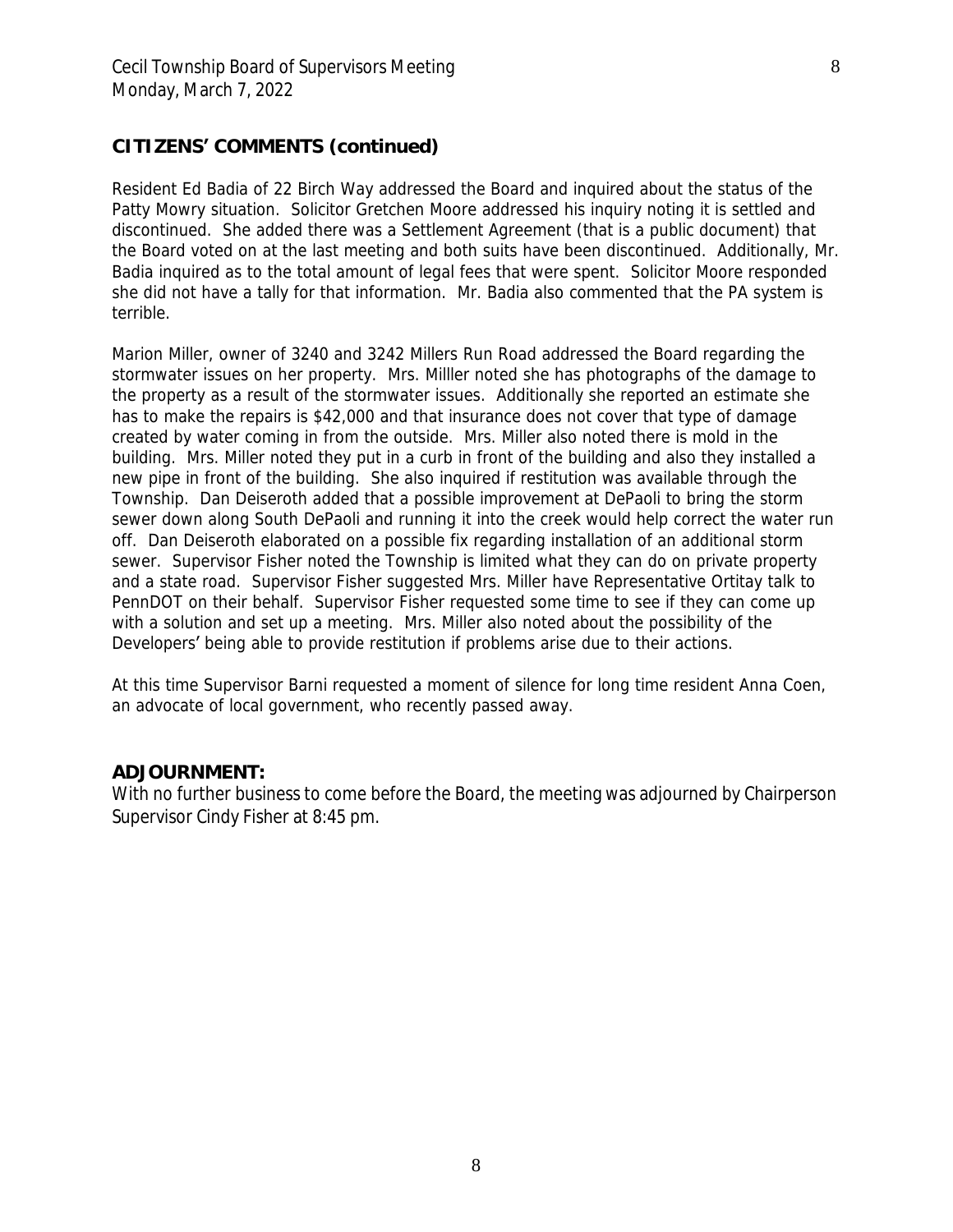## CITIZENS' COMMENTS (continued)

Resident Ed Badia of 22 Birch Way addressed the Board and inquired about the status of the Patty Mowry situation. Solicitor Gretchen Moore addressed his inquiry noting it is settled and discontinued. She added there was a Settlement Agreement (that is a public document) that the Board voted on at the last meeting and both suits have been discontinued. Additionally, Mr. Badia inquired as to the total amount of legal fees that were spent. Solicitor Moore responded she did not have a tally for that information. Mr. Badia also commented that the PA system is terrible.

Marion Miller, owner of 3240 and 3242 Millers Run Road addressed the Board regarding the stormwater issues on her property. Mrs. Milller noted she has photographs of the damage to the property as a result of the stormwater issues. Additionally she reported an estimate she has to make the repairs is $42,000 and that insurance does not cover that type of damage created by water coming in from the outside. Mrs. Miller also noted there is mold in the building. Mrs. Miller noted they put in a curb in front of the building and also they installed a new pipe in front of the building. She also inquired if restitution was available through the Township. Dan Deiseroth added that a possible improvement at DePaoli to bring the storm sewer down along South DePaoli and running it into the creek would help correct the water run off. Dan Deiseroth elaborated on a possible fix regarding installation of an additional storm sewer. Supervisor Fisher noted the Township is limited what they can do on private property and a state road. Supervisor Fisher suggested Mrs. Miller have Representative Ortitay talk to PennDOT on their behalf. Supervisor Fisher requested some time to see if they can come up with a solution and set up a meeting. Mrs. Miller also noted about the possibility of the Developers' being able to provide restitution if problems arise due to their actions.

At this time Supervisor Barni requested a moment of silence for long time resident Anna Coen, an advocate of local government, who recently passed away.

## ADJOURNMENT:

With no further business to come before the Board, the meeting was adjourned by Chairperson Supervisor Cindy Fisher at 8:45 pm.